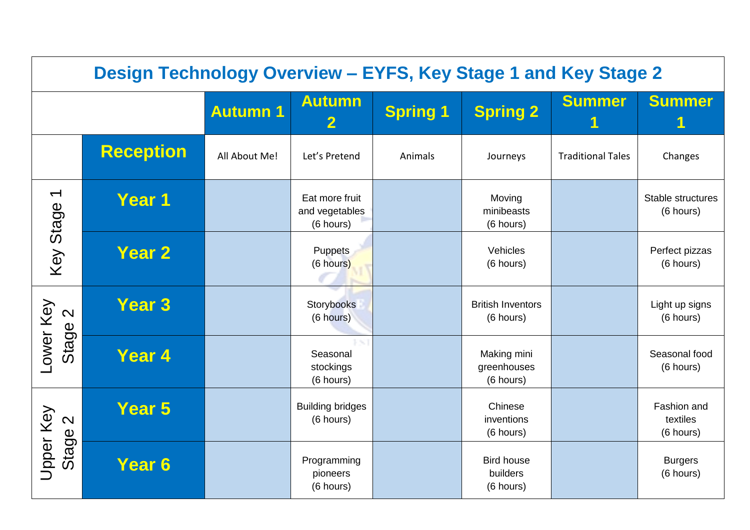# Design Technology Overview – EYFS, Key Stage 1 and Key Stage 2

| | | Autumn 1 | Autumn 2 | Spring 1 | Spring 2 | Summer 1 | Summer 1 |
|---|---|---|---|---|---|---|---|
| | **Reception** | All About Me! | Let's Pretend | Animals | Journeys | Traditional Tales | Changes |
| Key Stage 1 | **Year 1** | | Eat more fruit and vegetables (6 hours) | | Moving minibeasts (6 hours) | | Stable structures (6 hours) |
| | **Year 2** | | Puppets (6 hours) | | Vehicles (6 hours) | | Perfect pizzas (6 hours) |
| Lower Key Stage 2 | **Year 3** | | Storybooks (6 hours) | | British Inventors (6 hours) | | Light up signs (6 hours) |
| | **Year 4** | | Seasonal stockings (6 hours) | | Making mini greenhouses (6 hours) | | Seasonal food (6 hours) |
| Upper Key Stage 2 | **Year 5** | | Building bridges (6 hours) | | Chinese inventions (6 hours) | | Fashion and textiles (6 hours) |
| | **Year 6** | | Programming pioneers (6 hours) | | Bird house builders (6 hours) | | Burgers (6 hours) |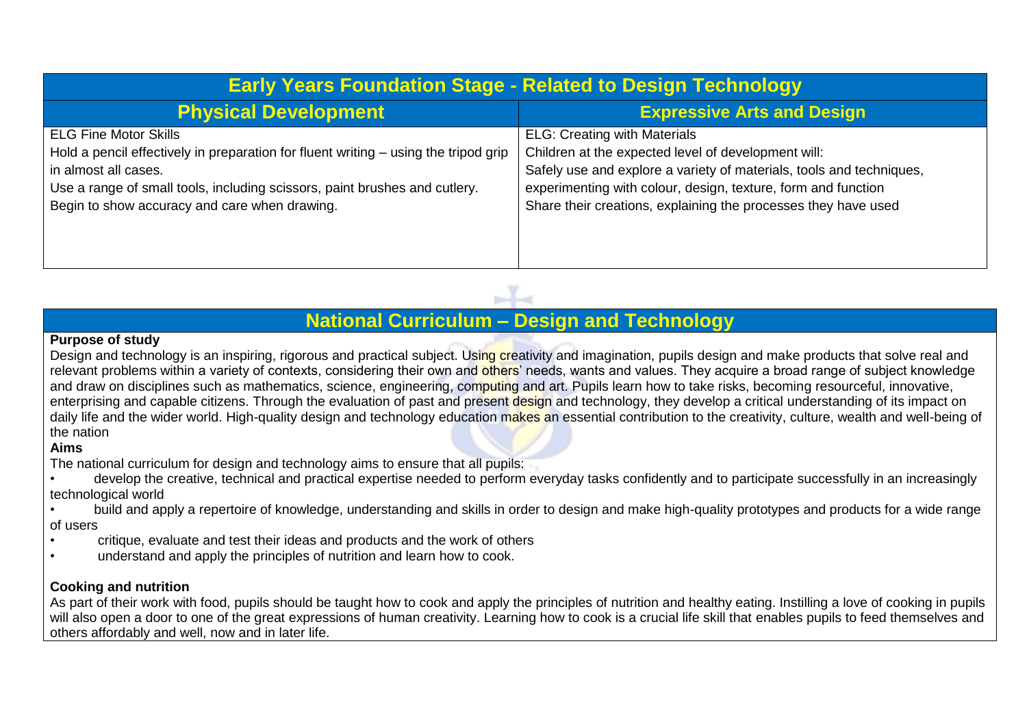| Early Years Foundation Stage - Related to Design Technology | |
| --- | --- |
| **Physical Development** | **Expressive Arts and Design** |
| ELG Fine Motor Skills<br>Hold a pencil effectively in preparation for fluent writing – using the tripod grip in almost all cases.<br>Use a range of small tools, including scissors, paint brushes and cutlery.<br>Begin to show accuracy and care when drawing. | ELG: Creating with Materials<br>Children at the expected level of development will:<br>Safely use and explore a variety of materials, tools and techniques, experimenting with colour, design, texture, form and function<br>Share their creations, explaining the processes they have used |

## National Curriculum – Design and Technology

**Purpose of study**

Design and technology is an inspiring, rigorous and practical subject. Using creativity and imagination, pupils design and make products that solve real and relevant problems within a variety of contexts, considering their own and others' needs, wants and values. They acquire a broad range of subject knowledge and draw on disciplines such as mathematics, science, engineering, computing and art. Pupils learn how to take risks, becoming resourceful, innovative, enterprising and capable citizens. Through the evaluation of past and present design and technology, they develop a critical understanding of its impact on daily life and the wider world. High-quality design and technology education makes an essential contribution to the creativity, culture, wealth and well-being of the nation

**Aims**

The national curriculum for design and technology aims to ensure that all pupils:

- develop the creative, technical and practical expertise needed to perform everyday tasks confidently and to participate successfully in an increasingly technological world
- build and apply a repertoire of knowledge, understanding and skills in order to design and make high-quality prototypes and products for a wide range of users
- critique, evaluate and test their ideas and products and the work of others
- understand and apply the principles of nutrition and learn how to cook.

**Cooking and nutrition**

As part of their work with food, pupils should be taught how to cook and apply the principles of nutrition and healthy eating. Instilling a love of cooking in pupils will also open a door to one of the great expressions of human creativity. Learning how to cook is a crucial life skill that enables pupils to feed themselves and others affordably and well, now and in later life.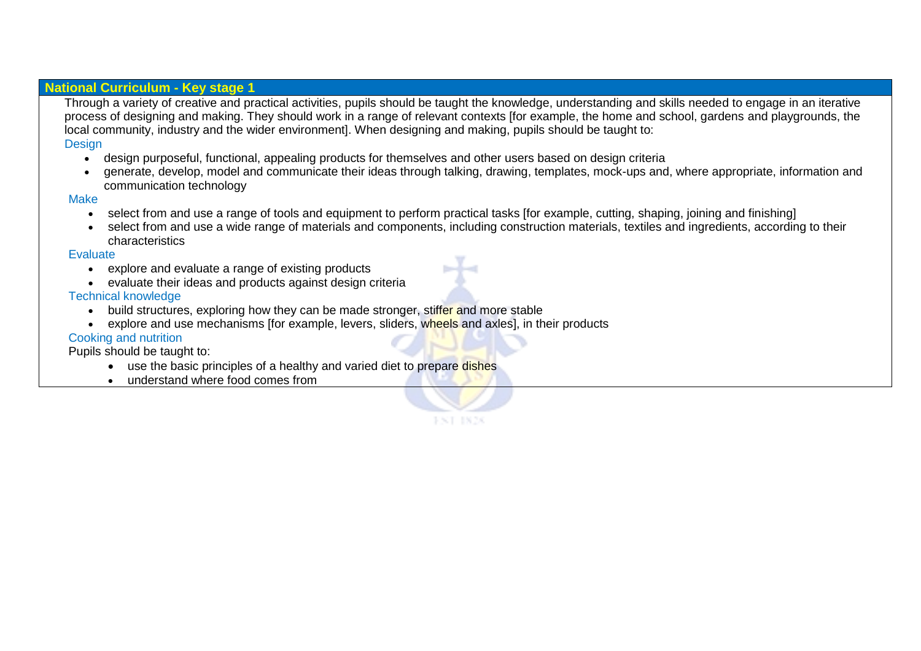## National Curriculum - Key stage 1

Through a variety of creative and practical activities, pupils should be taught the knowledge, understanding and skills needed to engage in an iterative process of designing and making. They should work in a range of relevant contexts [for example, the home and school, gardens and playgrounds, the local community, industry and the wider environment]. When designing and making, pupils should be taught to:

### Design

- design purposeful, functional, appealing products for themselves and other users based on design criteria
- generate, develop, model and communicate their ideas through talking, drawing, templates, mock-ups and, where appropriate, information and communication technology

### Make

- select from and use a range of tools and equipment to perform practical tasks [for example, cutting, shaping, joining and finishing]
- select from and use a wide range of materials and components, including construction materials, textiles and ingredients, according to their characteristics

### Evaluate

- explore and evaluate a range of existing products
- evaluate their ideas and products against design criteria

### Technical knowledge

- build structures, exploring how they can be made stronger, stiffer and more stable
- explore and use mechanisms [for example, levers, sliders, wheels and axles], in their products

### Cooking and nutrition

Pupils should be taught to:

- use the basic principles of a healthy and varied diet to prepare dishes
- understand where food comes from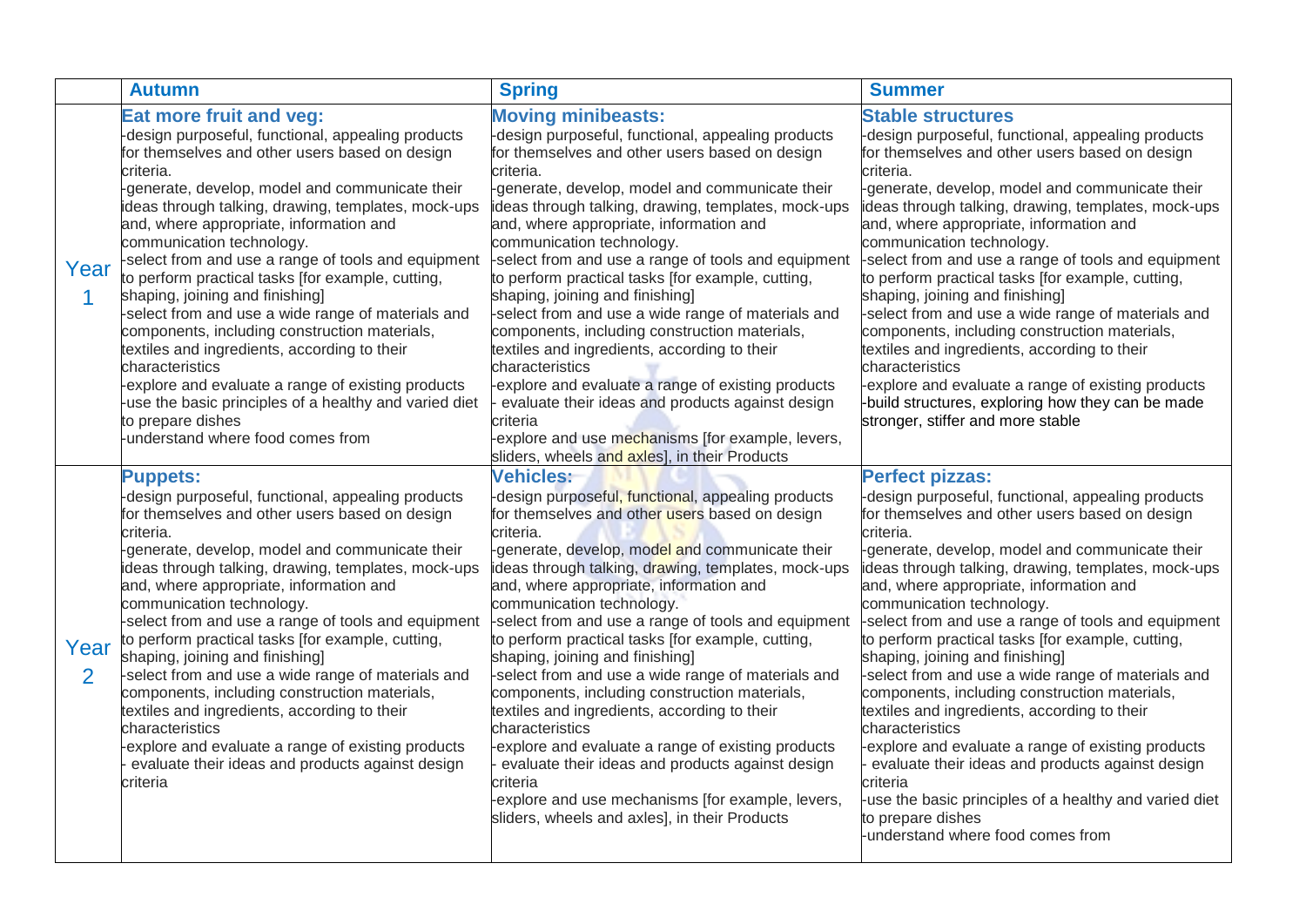| | Autumn | Spring | Summer |
|---|---|---|---|
| Year 1 | **Eat more fruit and veg:**<br>-design purposeful, functional, appealing products for themselves and other users based on design criteria.<br>-generate, develop, model and communicate their ideas through talking, drawing, templates, mock-ups and, where appropriate, information and communication technology.<br>-select from and use a range of tools and equipment to perform practical tasks [for example, cutting, shaping, joining and finishing]<br>-select from and use a wide range of materials and components, including construction materials, textiles and ingredients, according to their characteristics<br>-explore and evaluate a range of existing products<br>-use the basic principles of a healthy and varied diet to prepare dishes<br>-understand where food comes from | **Moving minibeasts:**<br>-design purposeful, functional, appealing products for themselves and other users based on design criteria.<br>-generate, develop, model and communicate their ideas through talking, drawing, templates, mock-ups and, where appropriate, information and communication technology.<br>-select from and use a range of tools and equipment to perform practical tasks [for example, cutting, shaping, joining and finishing]<br>-select from and use a wide range of materials and components, including construction materials, textiles and ingredients, according to their characteristics<br>-explore and evaluate a range of existing products<br>- evaluate their ideas and products against design criteria<br>-explore and use mechanisms [for example, levers, sliders, wheels and axles], in their Products | **Stable structures**<br>-design purposeful, functional, appealing products for themselves and other users based on design criteria.<br>-generate, develop, model and communicate their ideas through talking, drawing, templates, mock-ups and, where appropriate, information and communication technology.<br>-select from and use a range of tools and equipment to perform practical tasks [for example, cutting, shaping, joining and finishing]<br>-select from and use a wide range of materials and components, including construction materials, textiles and ingredients, according to their characteristics<br>-explore and evaluate a range of existing products<br>-build structures, exploring how they can be made stronger, stiffer and more stable |
| Year 2 | **Puppets:**<br>-design purposeful, functional, appealing products for themselves and other users based on design criteria.<br>-generate, develop, model and communicate their ideas through talking, drawing, templates, mock-ups and, where appropriate, information and communication technology.<br>-select from and use a range of tools and equipment to perform practical tasks [for example, cutting, shaping, joining and finishing]<br>-select from and use a wide range of materials and components, including construction materials, textiles and ingredients, according to their characteristics<br>-explore and evaluate a range of existing products<br>- evaluate their ideas and products against design criteria | **Vehicles:**<br>-design purposeful, functional, appealing products for themselves and other users based on design criteria.<br>-generate, develop, model and communicate their ideas through talking, drawing, templates, mock-ups and, where appropriate, information and communication technology.<br>-select from and use a range of tools and equipment to perform practical tasks [for example, cutting, shaping, joining and finishing]<br>-select from and use a wide range of materials and components, including construction materials, textiles and ingredients, according to their characteristics<br>-explore and evaluate a range of existing products<br>- evaluate their ideas and products against design criteria<br>-explore and use mechanisms [for example, levers, sliders, wheels and axles], in their Products | **Perfect pizzas:**<br>-design purposeful, functional, appealing products for themselves and other users based on design criteria.<br>-generate, develop, model and communicate their ideas through talking, drawing, templates, mock-ups and, where appropriate, information and communication technology.<br>-select from and use a range of tools and equipment to perform practical tasks [for example, cutting, shaping, joining and finishing]<br>-select from and use a wide range of materials and components, including construction materials, textiles and ingredients, according to their characteristics<br>-explore and evaluate a range of existing products<br>- evaluate their ideas and products against design criteria<br>-use the basic principles of a healthy and varied diet to prepare dishes<br>-understand where food comes from |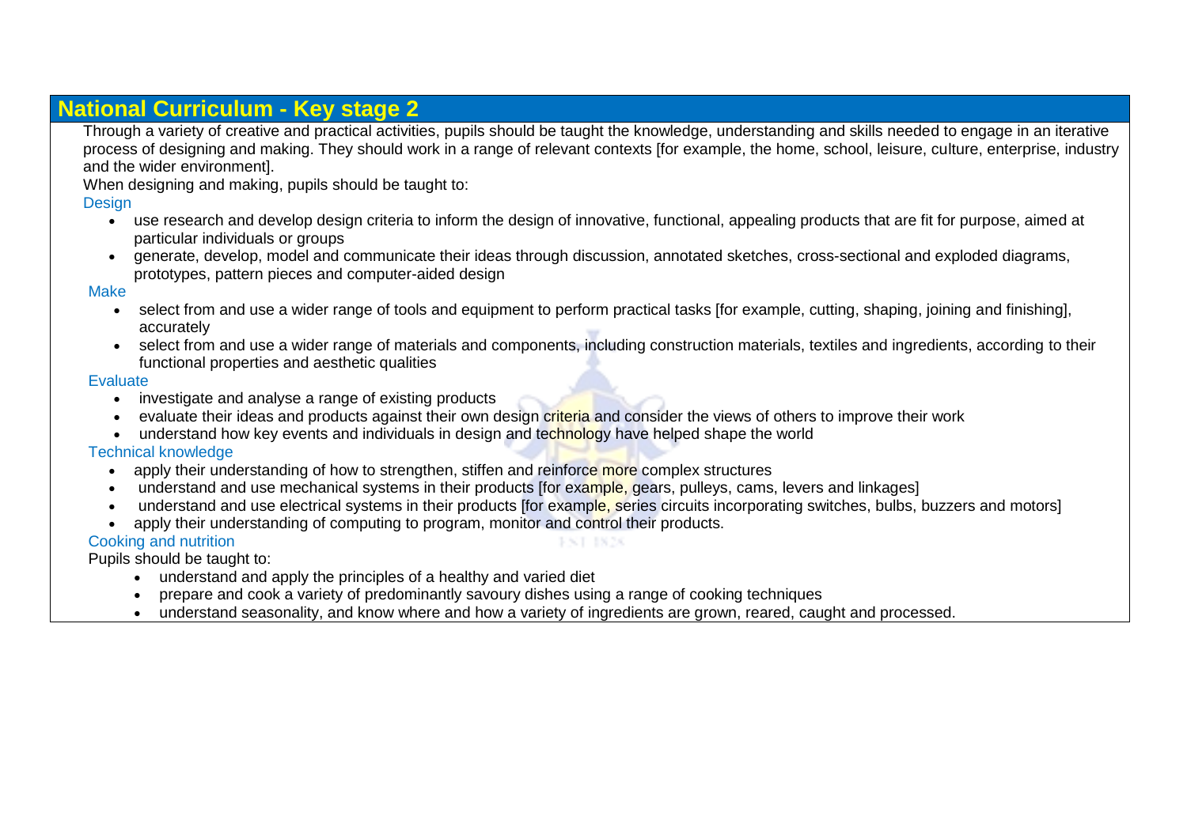## National Curriculum - Key stage 2

Through a variety of creative and practical activities, pupils should be taught the knowledge, understanding and skills needed to engage in an iterative process of designing and making. They should work in a range of relevant contexts [for example, the home, school, leisure, culture, enterprise, industry and the wider environment].

When designing and making, pupils should be taught to:

### Design

- use research and develop design criteria to inform the design of innovative, functional, appealing products that are fit for purpose, aimed at particular individuals or groups
- generate, develop, model and communicate their ideas through discussion, annotated sketches, cross-sectional and exploded diagrams, prototypes, pattern pieces and computer-aided design

### Make

- select from and use a wider range of tools and equipment to perform practical tasks [for example, cutting, shaping, joining and finishing], accurately
- select from and use a wider range of materials and components, including construction materials, textiles and ingredients, according to their functional properties and aesthetic qualities

### Evaluate

- investigate and analyse a range of existing products
- evaluate their ideas and products against their own design criteria and consider the views of others to improve their work
- understand how key events and individuals in design and technology have helped shape the world

### Technical knowledge

- apply their understanding of how to strengthen, stiffen and reinforce more complex structures
- understand and use mechanical systems in their products [for example, gears, pulleys, cams, levers and linkages]
- understand and use electrical systems in their products [for example, series circuits incorporating switches, bulbs, buzzers and motors]
- apply their understanding of computing to program, monitor and control their products.

### Cooking and nutrition

Pupils should be taught to:

- understand and apply the principles of a healthy and varied diet
- prepare and cook a variety of predominantly savoury dishes using a range of cooking techniques
- understand seasonality, and know where and how a variety of ingredients are grown, reared, caught and processed.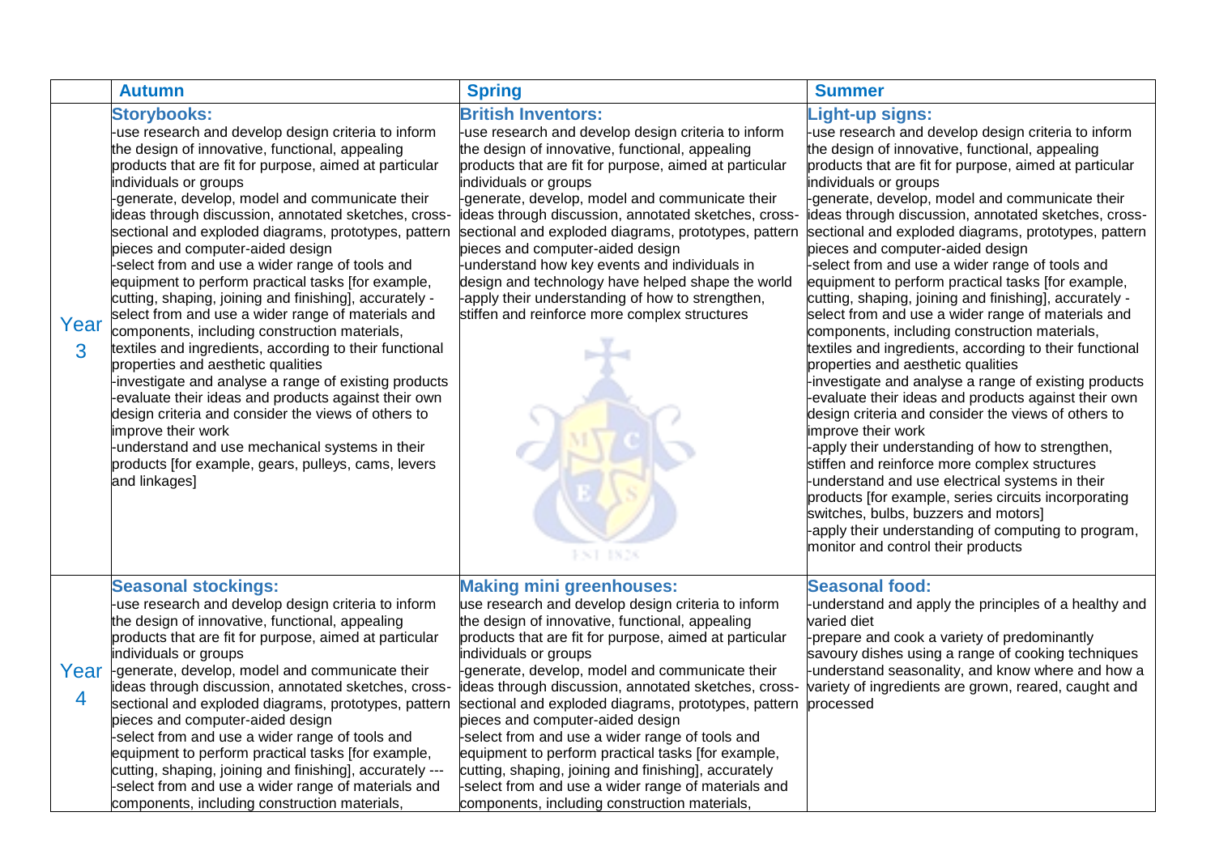| | Autumn | Spring | Summer |
|---|---|---|---|
| Year 3 | **Storybooks:**<br>-use research and develop design criteria to inform the design of innovative, functional, appealing products that are fit for purpose, aimed at particular individuals or groups<br>-generate, develop, model and communicate their ideas through discussion, annotated sketches, cross-sectional and exploded diagrams, prototypes, pattern pieces and computer-aided design<br>-select from and use a wider range of tools and equipment to perform practical tasks [for example, cutting, shaping, joining and finishing], accurately -select from and use a wider range of materials and components, including construction materials, textiles and ingredients, according to their functional properties and aesthetic qualities<br>-investigate and analyse a range of existing products<br>-evaluate their ideas and products against their own design criteria and consider the views of others to improve their work<br>-understand and use mechanical systems in their products [for example, gears, pulleys, cams, levers and linkages] | **British Inventors:**<br>-use research and develop design criteria to inform the design of innovative, functional, appealing products that are fit for purpose, aimed at particular individuals or groups<br>-generate, develop, model and communicate their ideas through discussion, annotated sketches, cross-sectional and exploded diagrams, prototypes, pattern pieces and computer-aided design<br>-understand how key events and individuals in design and technology have helped shape the world<br>-apply their understanding of how to strengthen, stiffen and reinforce more complex structures | **Light-up signs:**<br>-use research and develop design criteria to inform the design of innovative, functional, appealing products that are fit for purpose, aimed at particular individuals or groups<br>-generate, develop, model and communicate their ideas through discussion, annotated sketches, cross-sectional and exploded diagrams, prototypes, pattern pieces and computer-aided design<br>-select from and use a wider range of tools and equipment to perform practical tasks [for example, cutting, shaping, joining and finishing], accurately -select from and use a wider range of materials and components, including construction materials, textiles and ingredients, according to their functional properties and aesthetic qualities<br>-investigate and analyse a range of existing products<br>-evaluate their ideas and products against their own design criteria and consider the views of others to improve their work<br>-apply their understanding of how to strengthen, stiffen and reinforce more complex structures<br>-understand and use electrical systems in their products [for example, series circuits incorporating switches, bulbs, buzzers and motors]<br>-apply their understanding of computing to program, monitor and control their products |
| Year 4 | **Seasonal stockings:**<br>-use research and develop design criteria to inform the design of innovative, functional, appealing products that are fit for purpose, aimed at particular individuals or groups<br>-generate, develop, model and communicate their ideas through discussion, annotated sketches, cross-sectional and exploded diagrams, prototypes, pattern pieces and computer-aided design<br>-select from and use a wider range of tools and equipment to perform practical tasks [for example, cutting, shaping, joining and finishing], accurately ---<br>-select from and use a wider range of materials and components, including construction materials, | **Making mini greenhouses:**<br>use research and develop design criteria to inform the design of innovative, functional, appealing products that are fit for purpose, aimed at particular individuals or groups<br>-generate, develop, model and communicate their ideas through discussion, annotated sketches, cross-sectional and exploded diagrams, prototypes, pattern pieces and computer-aided design<br>-select from and use a wider range of tools and equipment to perform practical tasks [for example, cutting, shaping, joining and finishing], accurately<br>-select from and use a wider range of materials and components, including construction materials, | **Seasonal food:**<br>-understand and apply the principles of a healthy and varied diet<br>-prepare and cook a variety of predominantly savoury dishes using a range of cooking techniques<br>-understand seasonality, and know where and how a variety of ingredients are grown, reared, caught and processed |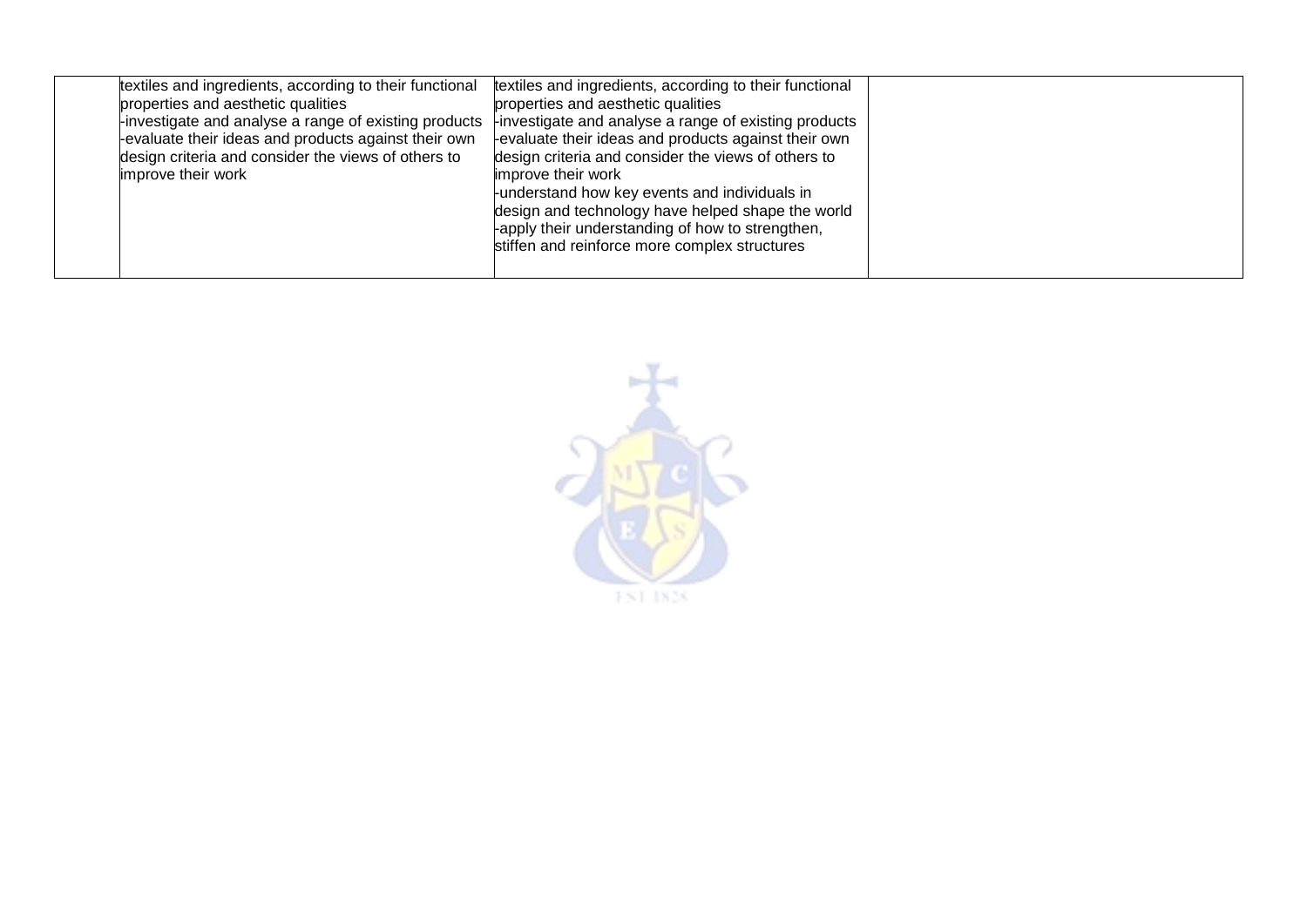| | | | |
|---|---|---|---|
| | textiles and ingredients, according to their functional properties and aesthetic qualities<br>-investigate and analyse a range of existing products<br>-evaluate their ideas and products against their own design criteria and consider the views of others to improve their work | textiles and ingredients, according to their functional properties and aesthetic qualities<br>-investigate and analyse a range of existing products<br>-evaluate their ideas and products against their own design criteria and consider the views of others to improve their work<br>-understand how key events and individuals in design and technology have helped shape the world<br>-apply their understanding of how to strengthen, stiffen and reinforce more complex structures | |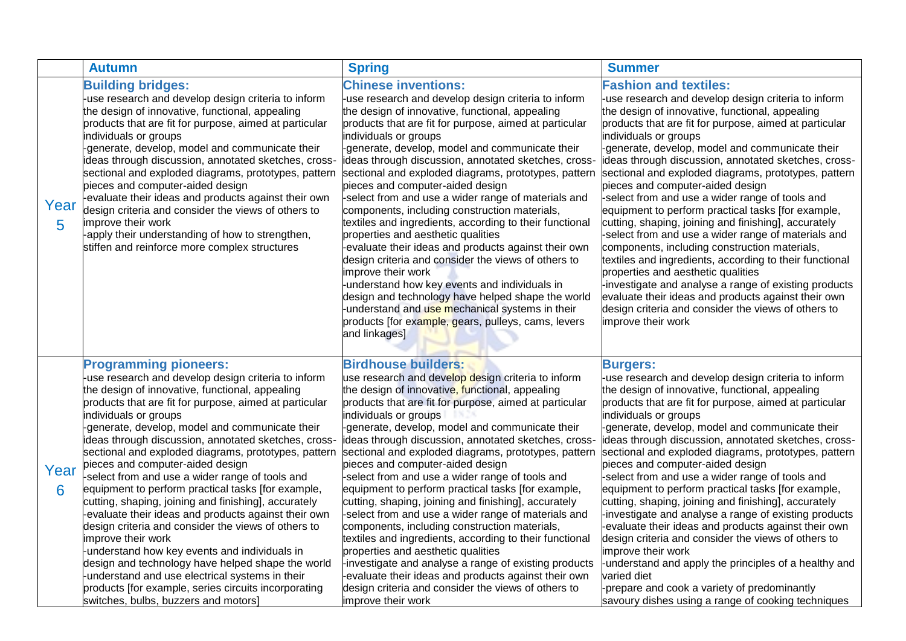| | Autumn | Spring | Summer |
|---|---|---|---|
| Year 5 | **Building bridges:**<br>-use research and develop design criteria to inform the design of innovative, functional, appealing products that are fit for purpose, aimed at particular individuals or groups<br>-generate, develop, model and communicate their ideas through discussion, annotated sketches, cross-sectional and exploded diagrams, prototypes, pattern pieces and computer-aided design<br>-evaluate their ideas and products against their own design criteria and consider the views of others to improve their work<br>-apply their understanding of how to strengthen, stiffen and reinforce more complex structures | **Chinese inventions:**<br>-use research and develop design criteria to inform the design of innovative, functional, appealing products that are fit for purpose, aimed at particular individuals or groups<br>-generate, develop, model and communicate their ideas through discussion, annotated sketches, cross-sectional and exploded diagrams, prototypes, pattern pieces and computer-aided design<br>-select from and use a wider range of materials and components, including construction materials, textiles and ingredients, according to their functional properties and aesthetic qualities<br>-evaluate their ideas and products against their own design criteria and consider the views of others to improve their work<br>-understand how key events and individuals in design and technology have helped shape the world<br>-understand and use mechanical systems in their products [for example, gears, pulleys, cams, levers and linkages] | **Fashion and textiles:**<br>-use research and develop design criteria to inform the design of innovative, functional, appealing products that are fit for purpose, aimed at particular individuals or groups<br>-generate, develop, model and communicate their ideas through discussion, annotated sketches, cross-sectional and exploded diagrams, prototypes, pattern pieces and computer-aided design<br>-select from and use a wider range of tools and equipment to perform practical tasks [for example, cutting, shaping, joining and finishing], accurately<br>-select from and use a wider range of materials and components, including construction materials, textiles and ingredients, according to their functional properties and aesthetic qualities<br>-investigate and analyse a range of existing products evaluate their ideas and products against their own design criteria and consider the views of others to improve their work |
| Year 6 | **Programming pioneers:**<br>-use research and develop design criteria to inform the design of innovative, functional, appealing products that are fit for purpose, aimed at particular individuals or groups<br>-generate, develop, model and communicate their ideas through discussion, annotated sketches, cross-sectional and exploded diagrams, prototypes, pattern pieces and computer-aided design<br>-select from and use a wider range of tools and equipment to perform practical tasks [for example, cutting, shaping, joining and finishing], accurately<br>-evaluate their ideas and products against their own design criteria and consider the views of others to improve their work<br>-understand how key events and individuals in design and technology have helped shape the world<br>-understand and use electrical systems in their products [for example, series circuits incorporating switches, bulbs, buzzers and motors] | **Birdhouse builders:**<br>use research and develop design criteria to inform the design of innovative, functional, appealing products that are fit for purpose, aimed at particular individuals or groups<br>-generate, develop, model and communicate their ideas through discussion, annotated sketches, cross-sectional and exploded diagrams, prototypes, pattern pieces and computer-aided design<br>-select from and use a wider range of tools and equipment to perform practical tasks [for example, cutting, shaping, joining and finishing], accurately<br>-select from and use a wider range of materials and components, including construction materials, textiles and ingredients, according to their functional properties and aesthetic qualities<br>-investigate and analyse a range of existing products<br>-evaluate their ideas and products against their own design criteria and consider the views of others to improve their work | **Burgers:**<br>-use research and develop design criteria to inform the design of innovative, functional, appealing products that are fit for purpose, aimed at particular individuals or groups<br>-generate, develop, model and communicate their ideas through discussion, annotated sketches, cross-sectional and exploded diagrams, prototypes, pattern pieces and computer-aided design<br>-select from and use a wider range of tools and equipment to perform practical tasks [for example, cutting, shaping, joining and finishing], accurately<br>-investigate and analyse a range of existing products<br>-evaluate their ideas and products against their own design criteria and consider the views of others to improve their work<br>-understand and apply the principles of a healthy and varied diet<br>-prepare and cook a variety of predominantly savoury dishes using a range of cooking techniques |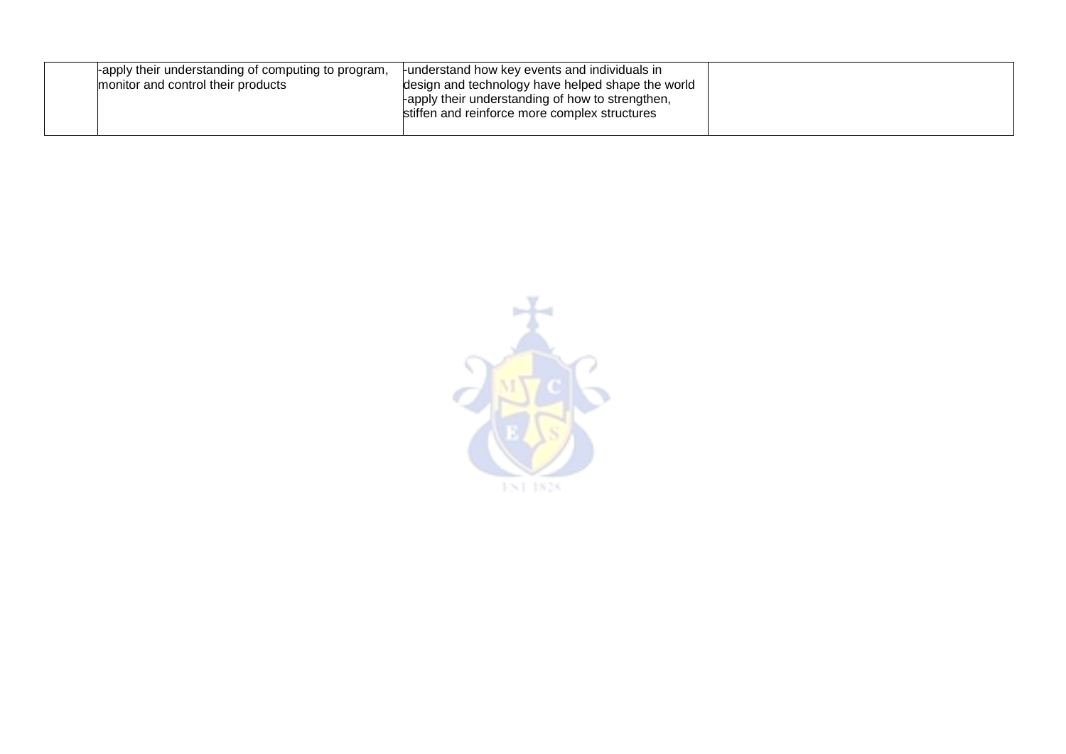| | | | |
|---|---|---|---|
| | -apply their understanding of computing to program, monitor and control their products | -understand how key events and individuals in design and technology have helped shape the world<br>-apply their understanding of how to strengthen, stiffen and reinforce more complex structures | |